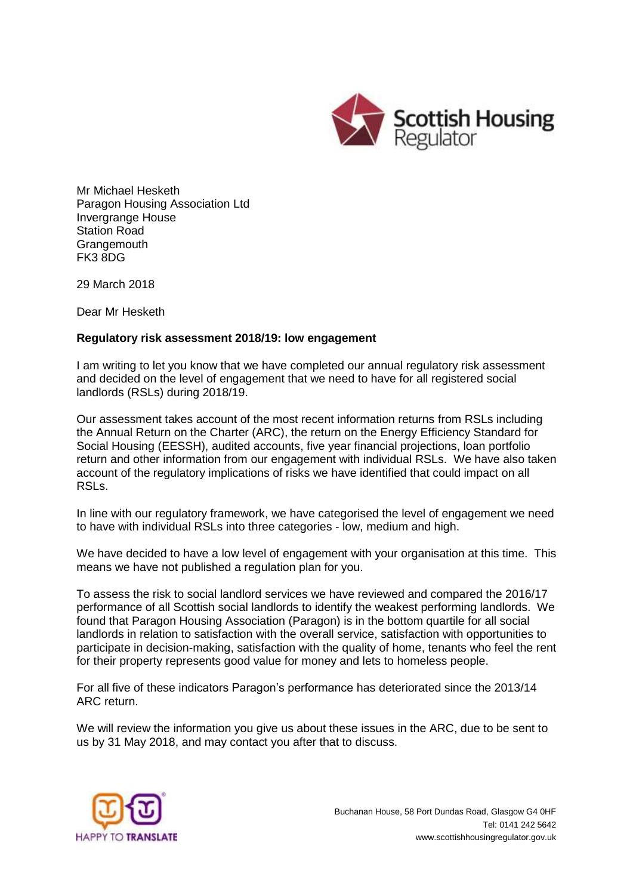Mr Michael Hesketh
Paragon Housing Association Ltd
Invergrange House
Station Road
Grangemouth
FK3 8DG

29 March 2018

Dear Mr Hesketh

**Regulatory risk assessment 2018/19: low engagement**

I am writing to let you know that we have completed our annual regulatory risk assessment and decided on the level of engagement that we need to have for all registered social landlords (RSLs) during 2018/19.

Our assessment takes account of the most recent information returns from RSLs including the Annual Return on the Charter (ARC), the return on the Energy Efficiency Standard for Social Housing (EESSH), audited accounts, five year financial projections, loan portfolio return and other information from our engagement with individual RSLs. We have also taken account of the regulatory implications of risks we have identified that could impact on all RSLs.

In line with our regulatory framework, we have categorised the level of engagement we need to have with individual RSLs into three categories - low, medium and high.

We have decided to have a low level of engagement with your organisation at this time. This means we have not published a regulation plan for you.

To assess the risk to social landlord services we have reviewed and compared the 2016/17 performance of all Scottish social landlords to identify the weakest performing landlords. We found that Paragon Housing Association (Paragon) is in the bottom quartile for all social landlords in relation to satisfaction with the overall service, satisfaction with opportunities to participate in decision-making, satisfaction with the quality of home, tenants who feel the rent for their property represents good value for money and lets to homeless people.

For all five of these indicators Paragon's performance has deteriorated since the 2013/14 ARC return.

We will review the information you give us about these issues in the ARC, due to be sent to us by 31 May 2018, and may contact you after that to discuss.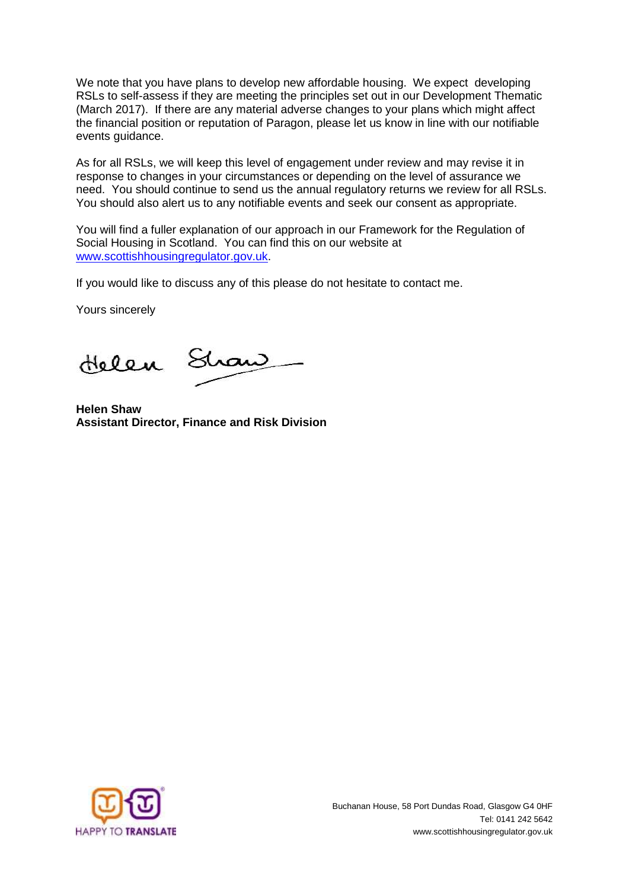We note that you have plans to develop new affordable housing. We expect developing RSLs to self-assess if they are meeting the principles set out in our Development Thematic (March 2017). If there are any material adverse changes to your plans which might affect the financial position or reputation of Paragon, please let us know in line with our notifiable events guidance.

As for all RSLs, we will keep this level of engagement under review and may revise it in response to changes in your circumstances or depending on the level of assurance we need. You should continue to send us the annual regulatory returns we review for all RSLs. You should also alert us to any notifiable events and seek our consent as appropriate.

You will find a fuller explanation of our approach in our Framework for the Regulation of Social Housing in Scotland. You can find this on our website at www.scottishhousingregulator.gov.uk.

If you would like to discuss any of this please do not hesitate to contact me.

Yours sincerely

Helen Shaw

**Helen Shaw**
**Assistant Director, Finance and Risk Division**

HAPPY TO TRANSLATE

Buchanan House, 58 Port Dundas Road, Glasgow G4 0HF
Tel: 0141 242 5642
www.scottishhousingregulator.gov.uk